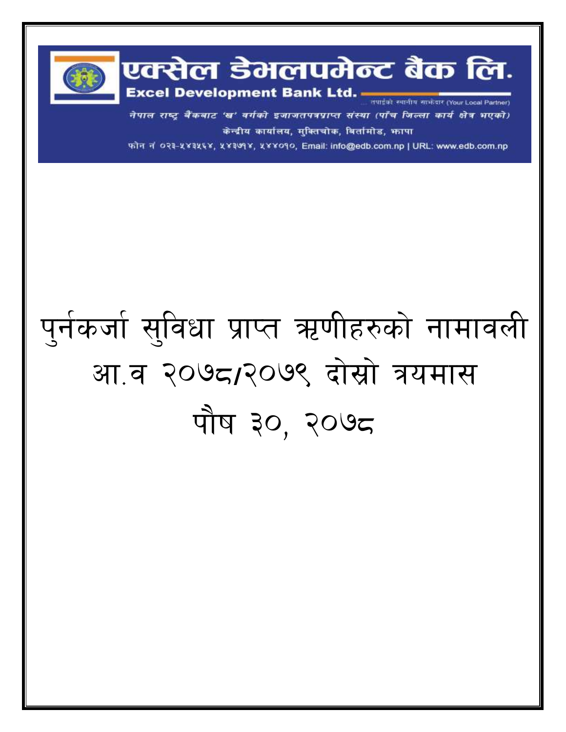# एक्सेल डेभलपमेन्ट बैंक लि.

**Excel Development Bank Ltd.**

... तपाईंको स्थानीय साझेदार (Your Local Partner)

*नेपाल राष्ट्र बैंकबाट 'ख' वर्गको इजाजतपत्रप्राप्त संस्था (पाँच जिल्ला कार्य क्षेत्र भएको)*

केन्द्रीय कार्यालय, मुक्तिचोक, बिर्तामोड, झापा

फोन नं ०२३-५४३५६४, ५४३७१४, ५४४०१०, Email: info@edb.com.np | URL: www.edb.com.np

# पुर्नकर्जा सुविधा प्राप्त ऋणीहरुको नामावली

# आ.व २०७८/२०७९ दोस्रो त्रयमास

# पौष ३०, २०७८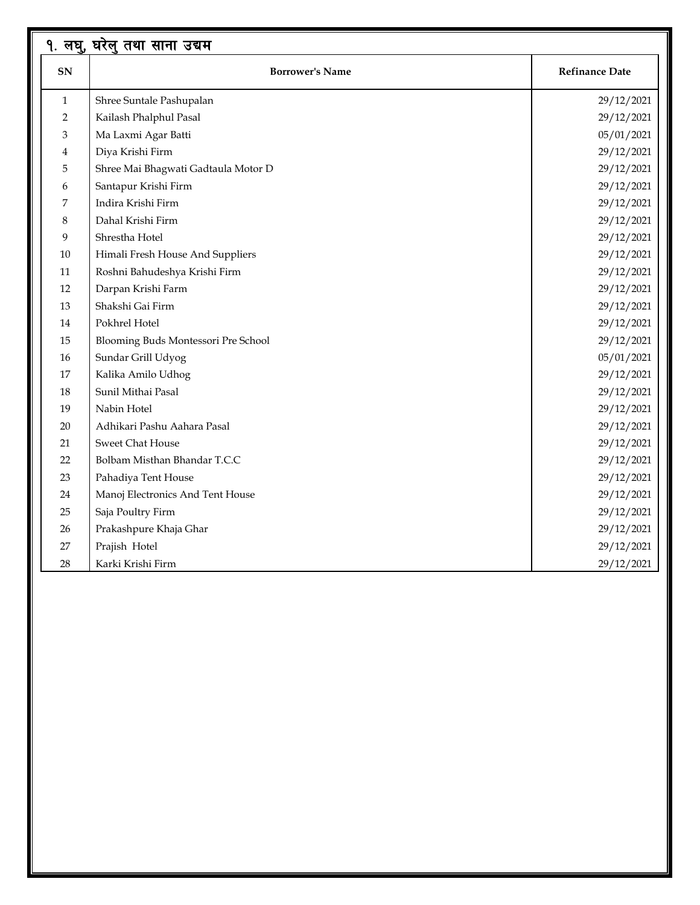## १. लघु, घरेलु तथा साना उद्यम

| SN | Borrower's Name | Refinance Date |
|---|---|---|
| 1 | Shree Suntale Pashupalan | 29/12/2021 |
| 2 | Kailash Phalphul Pasal | 29/12/2021 |
| 3 | Ma Laxmi Agar Batti | 05/01/2021 |
| 4 | Diya Krishi Firm | 29/12/2021 |
| 5 | Shree Mai Bhagwati Gadtaula Motor D | 29/12/2021 |
| 6 | Santapur Krishi Firm | 29/12/2021 |
| 7 | Indira Krishi Firm | 29/12/2021 |
| 8 | Dahal Krishi Firm | 29/12/2021 |
| 9 | Shrestha Hotel | 29/12/2021 |
| 10 | Himali Fresh House And Suppliers | 29/12/2021 |
| 11 | Roshni Bahudeshya Krishi Firm | 29/12/2021 |
| 12 | Darpan Krishi Farm | 29/12/2021 |
| 13 | Shakshi Gai Firm | 29/12/2021 |
| 14 | Pokhrel Hotel | 29/12/2021 |
| 15 | Blooming Buds Montessori Pre School | 29/12/2021 |
| 16 | Sundar Grill Udyog | 05/01/2021 |
| 17 | Kalika Amilo Udhog | 29/12/2021 |
| 18 | Sunil Mithai Pasal | 29/12/2021 |
| 19 | Nabin Hotel | 29/12/2021 |
| 20 | Adhikari Pashu Aahara Pasal | 29/12/2021 |
| 21 | Sweet Chat House | 29/12/2021 |
| 22 | Bolbam Misthan Bhandar T.C.C | 29/12/2021 |
| 23 | Pahadiya Tent House | 29/12/2021 |
| 24 | Manoj Electronics And Tent House | 29/12/2021 |
| 25 | Saja Poultry Firm | 29/12/2021 |
| 26 | Prakashpure Khaja Ghar | 29/12/2021 |
| 27 | Prajish Hotel | 29/12/2021 |
| 28 | Karki Krishi Firm | 29/12/2021 |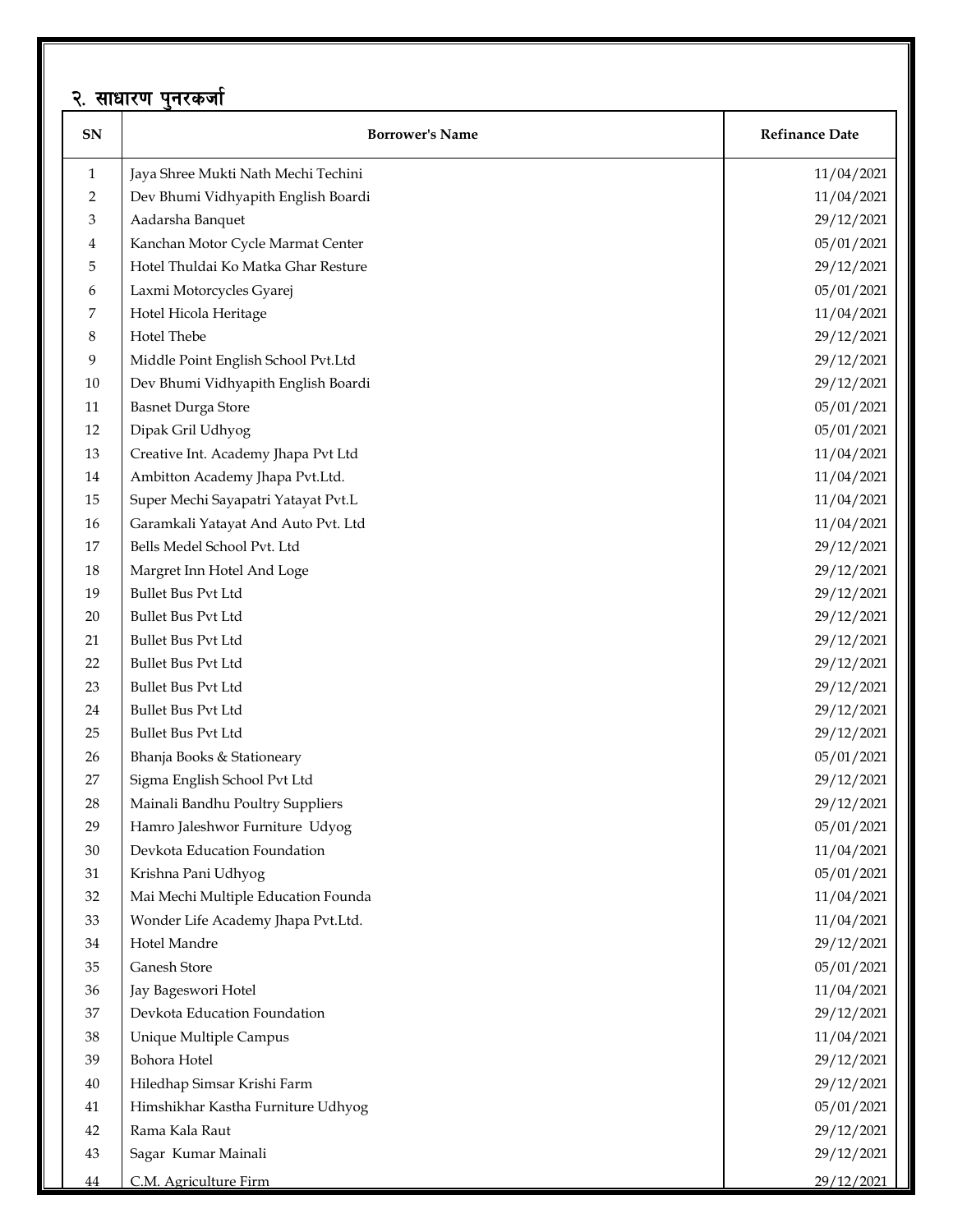## २. साधारण पुनरकर्जा

| SN | Borrower's Name | Refinance Date |
|---|---|---|
| 1 | Jaya Shree Mukti Nath Mechi Techini | 11/04/2021 |
| 2 | Dev Bhumi Vidhyapith English Boardi | 11/04/2021 |
| 3 | Aadarsha Banquet | 29/12/2021 |
| 4 | Kanchan Motor Cycle Marmat Center | 05/01/2021 |
| 5 | Hotel Thuldai Ko Matka Ghar Resture | 29/12/2021 |
| 6 | Laxmi Motorcycles Gyarej | 05/01/2021 |
| 7 | Hotel Hicola Heritage | 11/04/2021 |
| 8 | Hotel Thebe | 29/12/2021 |
| 9 | Middle Point English School Pvt.Ltd | 29/12/2021 |
| 10 | Dev Bhumi Vidhyapith English Boardi | 29/12/2021 |
| 11 | Basnet Durga Store | 05/01/2021 |
| 12 | Dipak Gril Udhyog | 05/01/2021 |
| 13 | Creative Int. Academy Jhapa Pvt Ltd | 11/04/2021 |
| 14 | Ambitton Academy Jhapa Pvt.Ltd. | 11/04/2021 |
| 15 | Super Mechi Sayapatri Yatayat Pvt.L | 11/04/2021 |
| 16 | Garamkali Yatayat And Auto Pvt. Ltd | 11/04/2021 |
| 17 | Bells Medel School Pvt. Ltd | 29/12/2021 |
| 18 | Margret Inn Hotel And Loge | 29/12/2021 |
| 19 | Bullet Bus Pvt Ltd | 29/12/2021 |
| 20 | Bullet Bus Pvt Ltd | 29/12/2021 |
| 21 | Bullet Bus Pvt Ltd | 29/12/2021 |
| 22 | Bullet Bus Pvt Ltd | 29/12/2021 |
| 23 | Bullet Bus Pvt Ltd | 29/12/2021 |
| 24 | Bullet Bus Pvt Ltd | 29/12/2021 |
| 25 | Bullet Bus Pvt Ltd | 29/12/2021 |
| 26 | Bhanja Books & Stationeary | 05/01/2021 |
| 27 | Sigma English School Pvt Ltd | 29/12/2021 |
| 28 | Mainali Bandhu Poultry Suppliers | 29/12/2021 |
| 29 | Hamro Jaleshwor Furniture Udyog | 05/01/2021 |
| 30 | Devkota Education Foundation | 11/04/2021 |
| 31 | Krishna Pani Udhyog | 05/01/2021 |
| 32 | Mai Mechi Multiple Education Founda | 11/04/2021 |
| 33 | Wonder Life Academy Jhapa Pvt.Ltd. | 11/04/2021 |
| 34 | Hotel Mandre | 29/12/2021 |
| 35 | Ganesh Store | 05/01/2021 |
| 36 | Jay Bageswori Hotel | 11/04/2021 |
| 37 | Devkota Education Foundation | 29/12/2021 |
| 38 | Unique Multiple Campus | 11/04/2021 |
| 39 | Bohora Hotel | 29/12/2021 |
| 40 | Hiledhap Simsar Krishi Farm | 29/12/2021 |
| 41 | Himshikhar Kastha Furniture Udhyog | 05/01/2021 |
| 42 | Rama Kala Raut | 29/12/2021 |
| 43 | Sagar Kumar Mainali | 29/12/2021 |
| 44 | C.M. Agriculture Firm | 29/12/2021 |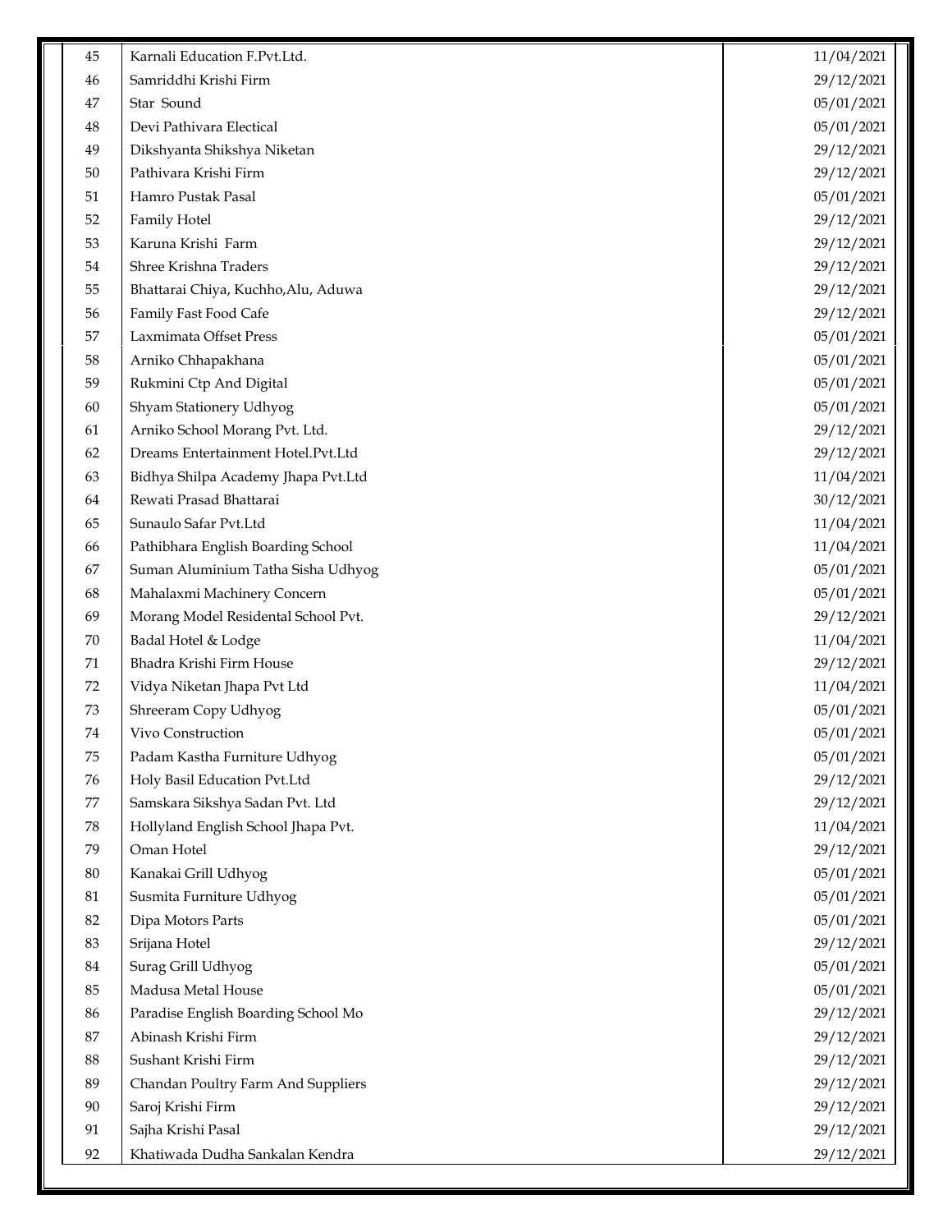| | | |
|---|---|---|
| 45 | Karnali Education F.Pvt.Ltd. | 11/04/2021 |
| 46 | Samriddhi Krishi Firm | 29/12/2021 |
| 47 | Star Sound | 05/01/2021 |
| 48 | Devi Pathivara Electical | 05/01/2021 |
| 49 | Dikshyanta Shikshya Niketan | 29/12/2021 |
| 50 | Pathivara Krishi Firm | 29/12/2021 |
| 51 | Hamro Pustak Pasal | 05/01/2021 |
| 52 | Family Hotel | 29/12/2021 |
| 53 | Karuna Krishi Farm | 29/12/2021 |
| 54 | Shree Krishna Traders | 29/12/2021 |
| 55 | Bhattarai Chiya, Kuchho,Alu, Aduwa | 29/12/2021 |
| 56 | Family Fast Food Cafe | 29/12/2021 |
| 57 | Laxmimata Offset Press | 05/01/2021 |
| 58 | Arniko Chhapakhana | 05/01/2021 |
| 59 | Rukmini Ctp And Digital | 05/01/2021 |
| 60 | Shyam Stationery Udhyog | 05/01/2021 |
| 61 | Arniko School Morang Pvt. Ltd. | 29/12/2021 |
| 62 | Dreams Entertainment Hotel.Pvt.Ltd | 29/12/2021 |
| 63 | Bidhya Shilpa Academy Jhapa Pvt.Ltd | 11/04/2021 |
| 64 | Rewati Prasad Bhattarai | 30/12/2021 |
| 65 | Sunaulo Safar Pvt.Ltd | 11/04/2021 |
| 66 | Pathibhara English Boarding School | 11/04/2021 |
| 67 | Suman Aluminium Tatha Sisha Udhyog | 05/01/2021 |
| 68 | Mahalaxmi Machinery Concern | 05/01/2021 |
| 69 | Morang Model Residental School Pvt. | 29/12/2021 |
| 70 | Badal Hotel & Lodge | 11/04/2021 |
| 71 | Bhadra Krishi Firm House | 29/12/2021 |
| 72 | Vidya Niketan Jhapa Pvt Ltd | 11/04/2021 |
| 73 | Shreeram Copy Udhyog | 05/01/2021 |
| 74 | Vivo Construction | 05/01/2021 |
| 75 | Padam Kastha Furniture Udhyog | 05/01/2021 |
| 76 | Holy Basil Education Pvt.Ltd | 29/12/2021 |
| 77 | Samskara Sikshya Sadan Pvt. Ltd | 29/12/2021 |
| 78 | Hollyland English School Jhapa Pvt. | 11/04/2021 |
| 79 | Oman Hotel | 29/12/2021 |
| 80 | Kanakai Grill Udhyog | 05/01/2021 |
| 81 | Susmita Furniture Udhyog | 05/01/2021 |
| 82 | Dipa Motors Parts | 05/01/2021 |
| 83 | Srijana Hotel | 29/12/2021 |
| 84 | Surag Grill Udhyog | 05/01/2021 |
| 85 | Madusa Metal House | 05/01/2021 |
| 86 | Paradise English Boarding School Mo | 29/12/2021 |
| 87 | Abinash Krishi Firm | 29/12/2021 |
| 88 | Sushant Krishi Firm | 29/12/2021 |
| 89 | Chandan Poultry Farm And Suppliers | 29/12/2021 |
| 90 | Saroj Krishi Firm | 29/12/2021 |
| 91 | Sajha Krishi Pasal | 29/12/2021 |
| 92 | Khatiwada Dudha Sankalan Kendra | 29/12/2021 |